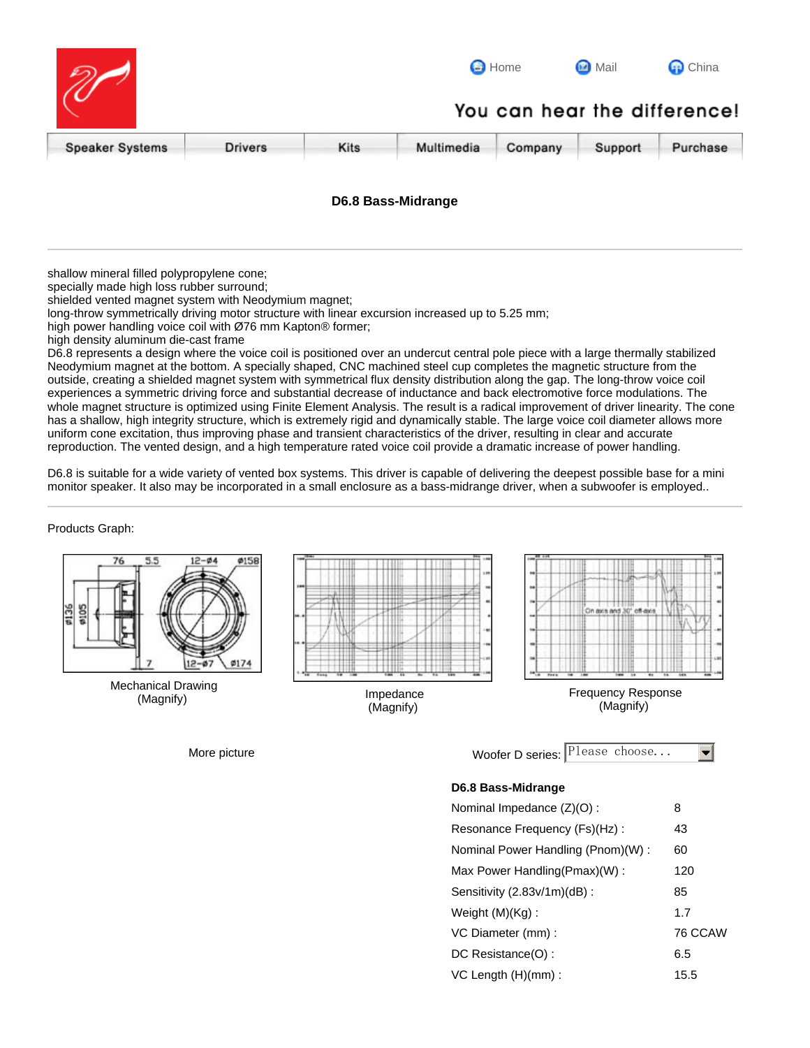Home Mail China

You can hear the difference!

Speaker Systems | Drivers | Kits | Multimedia | Company | Support | Purchase

# D6.8 Bass-Midrange

shallow mineral filled polypropylene cone;
specially made high loss rubber surround;
shielded vented magnet system with Neodymium magnet;
long-throw symmetrically driving motor structure with linear excursion increased up to 5.25 mm;
high power handling voice coil with Ø76 mm Kapton® former;
high density aluminum die-cast frame

D6.8 represents a design where the voice coil is positioned over an undercut central pole piece with a large thermally stabilized Neodymium magnet at the bottom. A specially shaped, CNC machined steel cup completes the magnetic structure from the outside, creating a shielded magnet system with symmetrical flux density distribution along the gap. The long-throw voice coil experiences a symmetric driving force and substantial decrease of inductance and back electromotive force modulations. The whole magnet structure is optimized using Finite Element Analysis. The result is a radical improvement of driver linearity. The cone has a shallow, high integrity structure, which is extremely rigid and dynamically stable. The large voice coil diameter allows more uniform cone excitation, thus improving phase and transient characteristics of the driver, resulting in clear and accurate reproduction. The vented design, and a high temperature rated voice coil provide a dramatic increase of power handling.

D6.8 is suitable for a wide variety of vented box systems. This driver is capable of delivering the deepest possible base for a mini monitor speaker. It also may be incorporated in a small enclosure as a bass-midrange driver, when a subwoofer is employed..

Products Graph:

Mechanical Drawing (Magnify)

Impedance (Magnify)

Frequency Response (Magnify)

More picture

Woofer D series: Please choose...

| D6.8 Bass-Midrange | |
|---|---|
| Nominal Impedance (Z)(O) : | 8 |
| Resonance Frequency (Fs)(Hz) : | 43 |
| Nominal Power Handling (Pnom)(W) : | 60 |
| Max Power Handling(Pmax)(W) : | 120 |
| Sensitivity (2.83v/1m)(dB) : | 85 |
| Weight (M)(Kg) : | 1.7 |
| VC Diameter (mm) : | 76 CCAW |
| DC Resistance(O) : | 6.5 |
| VC Length (H)(mm) : | 15.5 |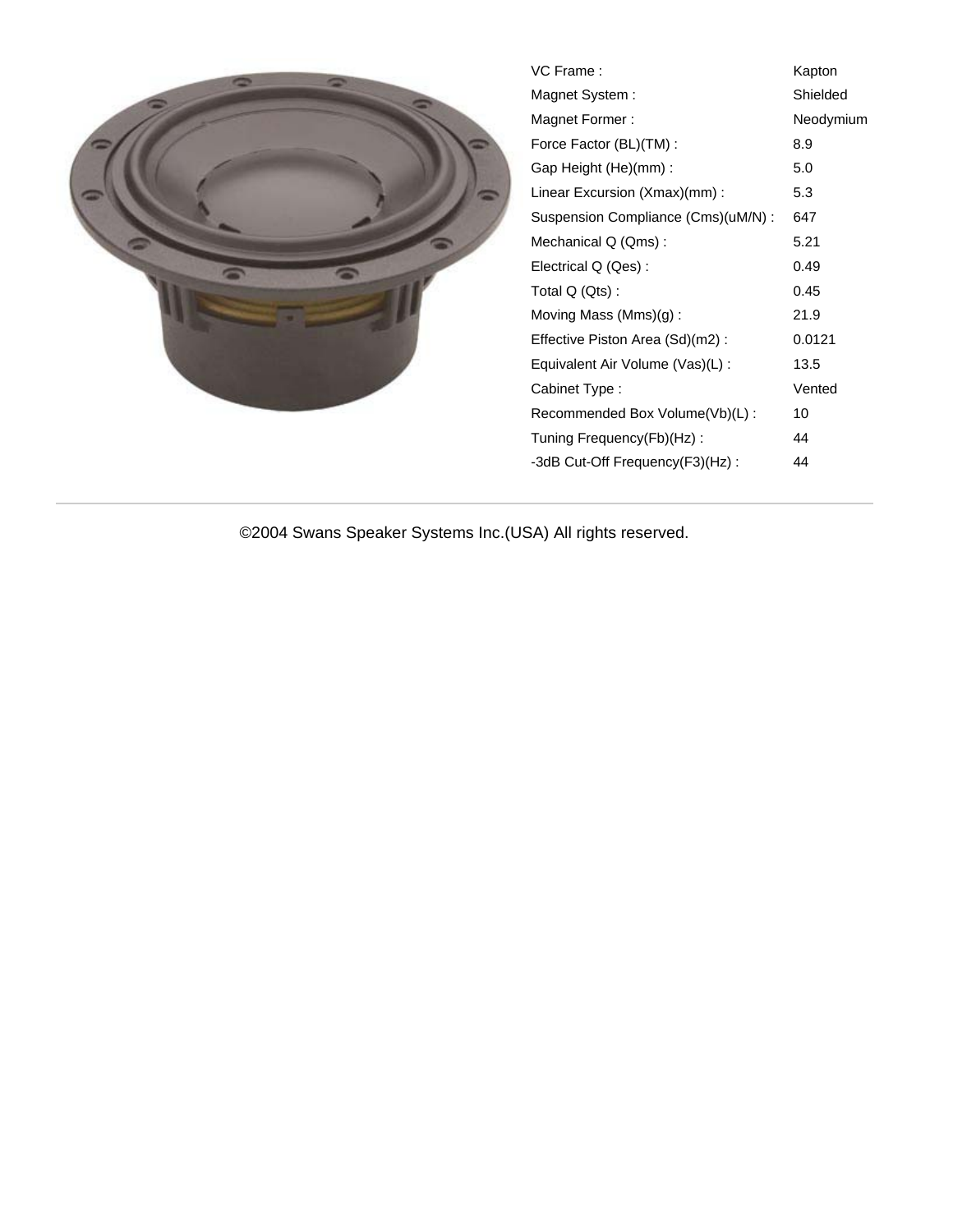| | |
|---|---|
| VC Frame : | Kapton |
| Magnet System : | Shielded |
| Magnet Former : | Neodymium |
| Force Factor (BL)(TM) : | 8.9 |
| Gap Height (He)(mm) : | 5.0 |
| Linear Excursion (Xmax)(mm) : | 5.3 |
| Suspension Compliance (Cms)(uM/N) : | 647 |
| Mechanical Q (Qms) : | 5.21 |
| Electrical Q (Qes) : | 0.49 |
| Total Q (Qts) : | 0.45 |
| Moving Mass (Mms)(g) : | 21.9 |
| Effective Piston Area (Sd)(m2) : | 0.0121 |
| Equivalent Air Volume (Vas)(L) : | 13.5 |
| Cabinet Type : | Vented |
| Recommended Box Volume(Vb)(L) : | 10 |
| Tuning Frequency(Fb)(Hz) : | 44 |
| -3dB Cut-Off Frequency(F3)(Hz) : | 44 |

©2004 Swans Speaker Systems Inc.(USA) All rights reserved.